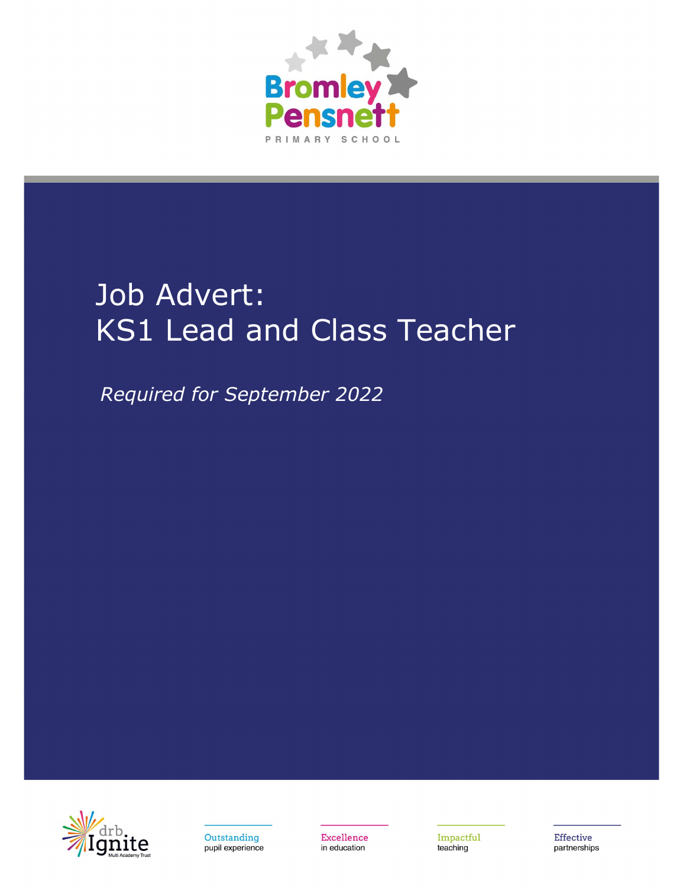Bromley Pensnett

PRIMARY SCHOOL

# Job Advert:
# KS1 Lead and Class Teacher

*Required for September 2022*

drb Ignite Multi Academy Trust

Outstanding pupil experience

Excellence in education

Impactful teaching

Effective partnerships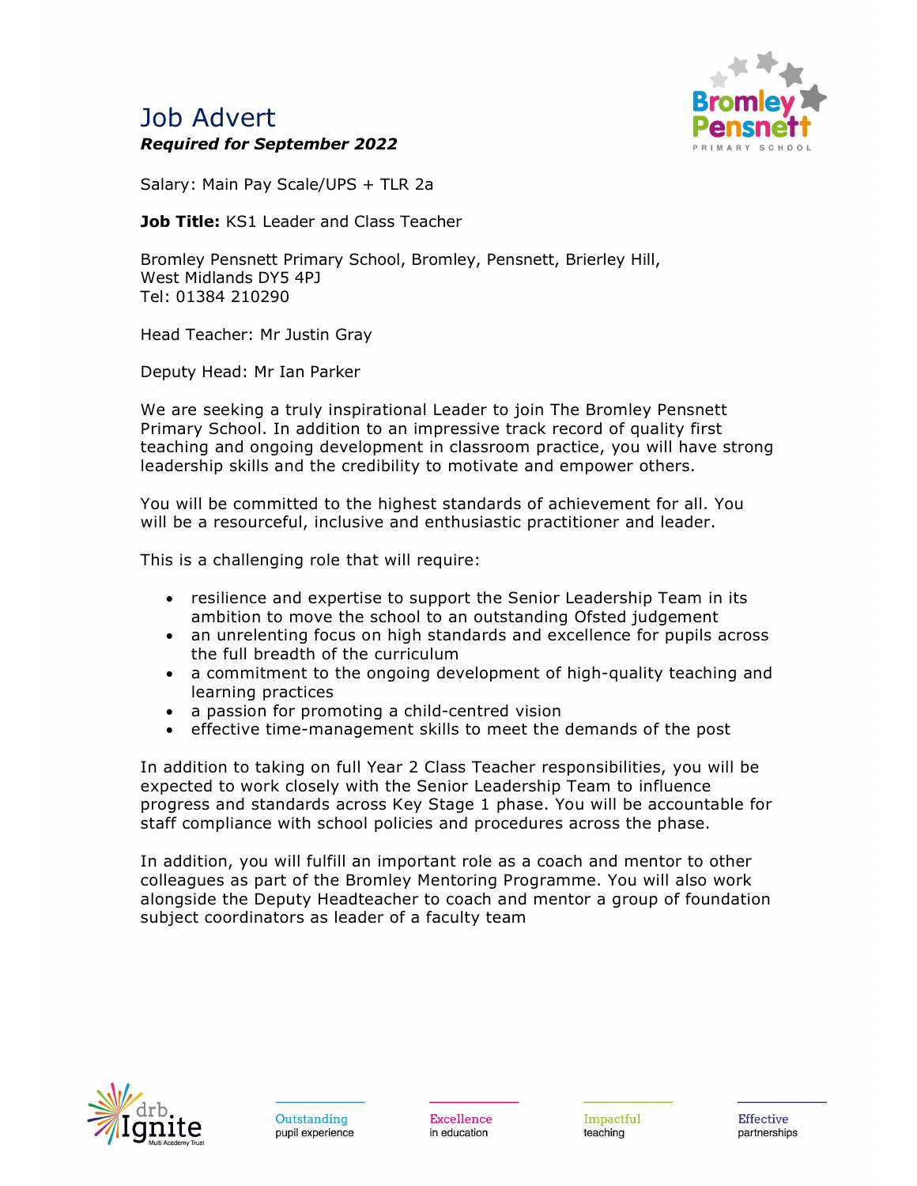# Job Advert

***Required for September 2022***

Salary: Main Pay Scale/UPS + TLR 2a

**Job Title:** KS1 Leader and Class Teacher

Bromley Pensnett Primary School, Bromley, Pensnett, Brierley Hill,
West Midlands DY5 4PJ
Tel: 01384 210290

Head Teacher: Mr Justin Gray

Deputy Head: Mr Ian Parker

We are seeking a truly inspirational Leader to join The Bromley Pensnett Primary School. In addition to an impressive track record of quality first teaching and ongoing development in classroom practice, you will have strong leadership skills and the credibility to motivate and empower others.

You will be committed to the highest standards of achievement for all. You will be a resourceful, inclusive and enthusiastic practitioner and leader.

This is a challenging role that will require:

- resilience and expertise to support the Senior Leadership Team in its ambition to move the school to an outstanding Ofsted judgement
- an unrelenting focus on high standards and excellence for pupils across the full breadth of the curriculum
- a commitment to the ongoing development of high-quality teaching and learning practices
- a passion for promoting a child-centred vision
- effective time-management skills to meet the demands of the post

In addition to taking on full Year 2 Class Teacher responsibilities, you will be expected to work closely with the Senior Leadership Team to influence progress and standards across Key Stage 1 phase. You will be accountable for staff compliance with school policies and procedures across the phase.

In addition, you will fulfill an important role as a coach and mentor to other colleagues as part of the Bromley Mentoring Programme. You will also work alongside the Deputy Headteacher to coach and mentor a group of foundation subject coordinators as leader of a faculty team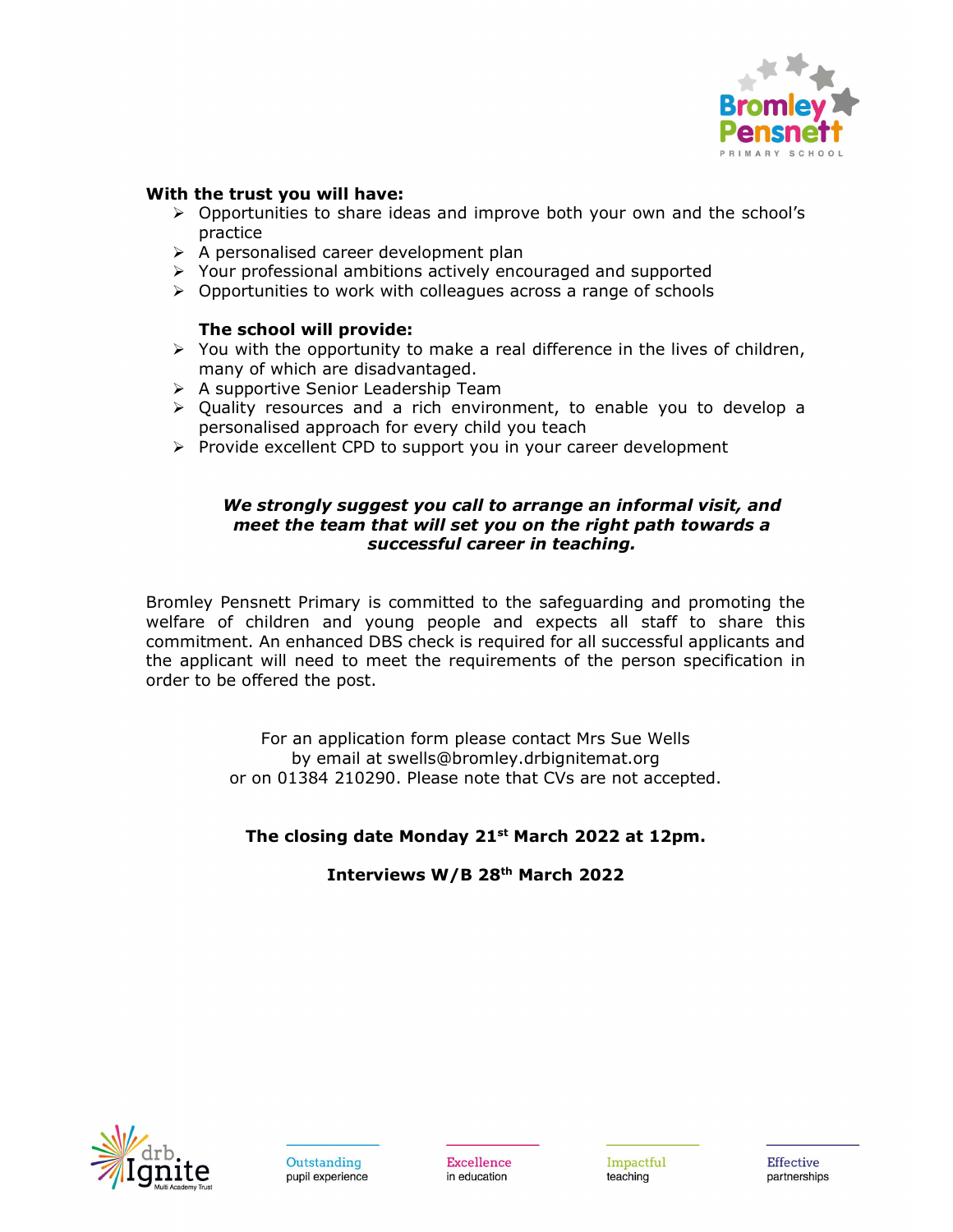**With the trust you will have:**

- Opportunities to share ideas and improve both your own and the school's practice
- A personalised career development plan
- Your professional ambitions actively encouraged and supported
- Opportunities to work with colleagues across a range of schools

**The school will provide:**

- You with the opportunity to make a real difference in the lives of children, many of which are disadvantaged.
- A supportive Senior Leadership Team
- Quality resources and a rich environment, to enable you to develop a personalised approach for every child you teach
- Provide excellent CPD to support you in your career development

***We strongly suggest you call to arrange an informal visit, and meet the team that will set you on the right path towards a successful career in teaching.***

Bromley Pensnett Primary is committed to the safeguarding and promoting the welfare of children and young people and expects all staff to share this commitment. An enhanced DBS check is required for all successful applicants and the applicant will need to meet the requirements of the person specification in order to be offered the post.

For an application form please contact Mrs Sue Wells
by email at swells@bromley.drbignitemat.org
or on 01384 210290. Please note that CVs are not accepted.

**The closing date Monday 21st March 2022 at 12pm.**

**Interviews W/B 28th March 2022**

Outstanding pupil experience

Excellence in education

Impactful teaching

Effective partnerships